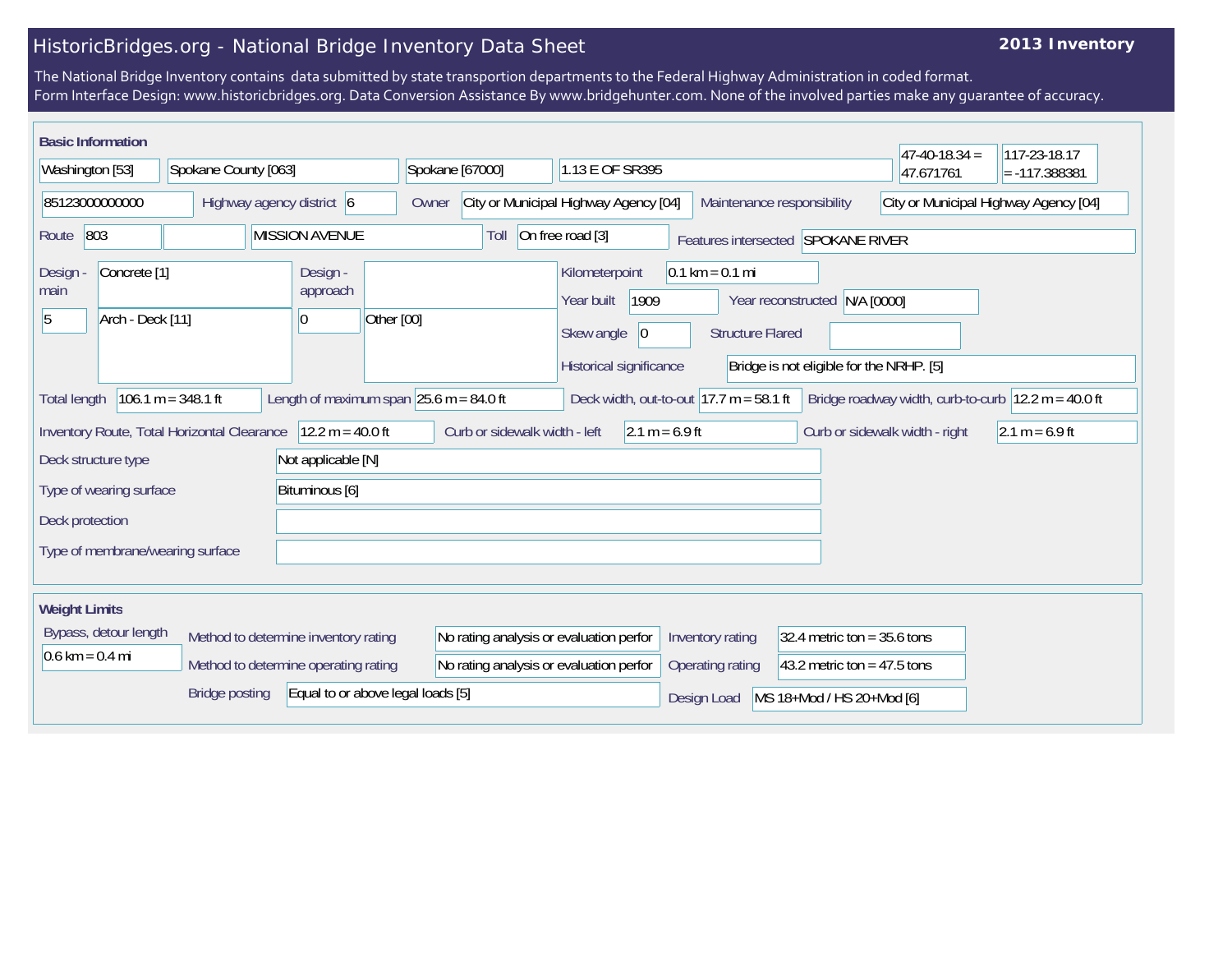# HistoricBridges.org - National Bridge Inventory Data Sheet

**2013 Inventory**

The National Bridge Inventory contains data submitted by state transportion departments to the Federal Highway Administration in coded format.
Form Interface Design: www.historicbridges.org. Data Conversion Assistance By www.bridgehunter.com. None of the involved parties make any guarantee of accuracy.

## Basic Information

| | |
|---|---|
| State | Washington [53] |
| County | Spokane County [063] |
| Place | Spokane [67000] |
| Location | 1.13 E OF SR395 |
| Latitude | 47-40-18.34 = 47.671761 |
| Longitude | 117-23-18.17 = -117.388381 |
| Structure Number | 85123000000000 |
| Highway agency district | 6 |
| Owner | City or Municipal Highway Agency [04] |
| Maintenance responsibility | City or Municipal Highway Agency [04] |
| Route | 803 |
| Facility Carried | MISSION AVENUE |
| Toll | On free road [3] |
| Features intersected | SPOKANE RIVER |
| Design - main | 5 Concrete [1] Arch - Deck [11] |
| Design - approach | 0 Other [00] |
| Kilometerpoint | 0.1 km = 0.1 mi |
| Year built | 1909 |
| Year reconstructed | N/A [0000] |
| Skew angle | 0 |
| Structure Flared | |
| Historical significance | Bridge is not eligible for the NRHP. [5] |
| Total length | 106.1 m = 348.1 ft |
| Length of maximum span | 25.6 m = 84.0 ft |
| Deck width, out-to-out | 17.7 m = 58.1 ft |
| Bridge roadway width, curb-to-curb | 12.2 m = 40.0 ft |
| Inventory Route, Total Horizontal Clearance | 12.2 m = 40.0 ft |
| Curb or sidewalk width - left | 2.1 m = 6.9 ft |
| Curb or sidewalk width - right | 2.1 m = 6.9 ft |
| Deck structure type | Not applicable [N] |
| Type of wearing surface | Bituminous [6] |
| Deck protection | |
| Type of membrane/wearing surface | |

## Weight Limits

| | |
|---|---|
| Bypass, detour length | 0.6 km = 0.4 mi |
| Method to determine inventory rating | No rating analysis or evaluation perfor |
| Method to determine operating rating | No rating analysis or evaluation perfor |
| Bridge posting | Equal to or above legal loads [5] |
| Inventory rating | 32.4 metric ton = 35.6 tons |
| Operating rating | 43.2 metric ton = 47.5 tons |
| Design Load | MS 18+Mod / HS 20+Mod [6] |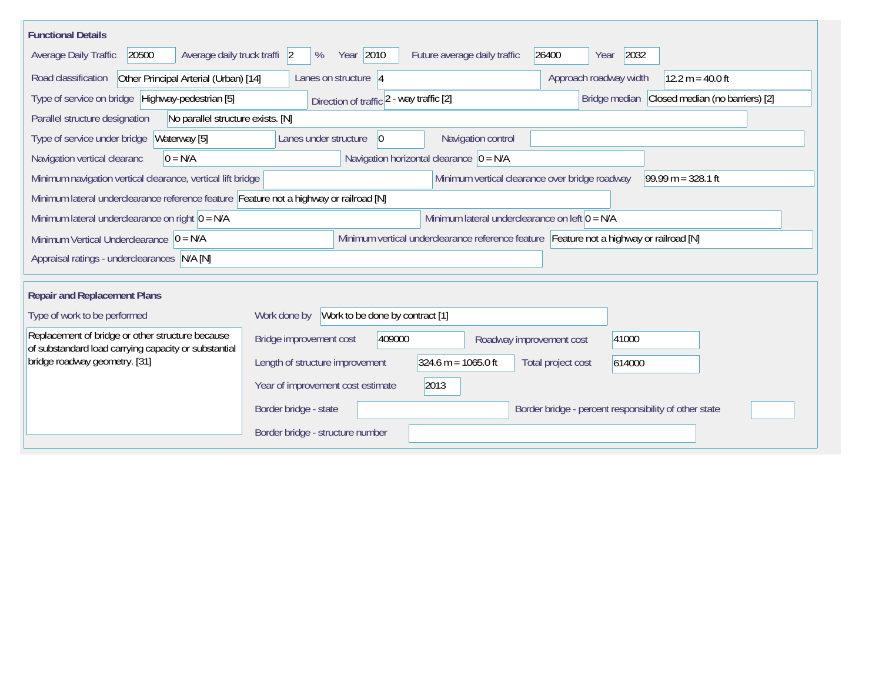## Functional Details

| Field | Value |
| --- | --- |
| Average Daily Traffic | 20500 |
| Average daily truck traffi | 2 % |
| Year | 2010 |
| Future average daily traffic | 26400 |
| Year | 2032 |
| Road classification | Other Principal Arterial (Urban) [14] |
| Lanes on structure | 4 |
| Approach roadway width | 12.2 m = 40.0 ft |
| Type of service on bridge | Highway-pedestrian [5] |
| Direction of traffic | 2 - way traffic [2] |
| Bridge median | Closed median (no barriers) [2] |
| Parallel structure designation | No parallel structure exists. [N] |
| Type of service under bridge | Waterway [5] |
| Lanes under structure | 0 |
| Navigation control | |
| Navigation vertical clearanc | 0 = N/A |
| Navigation horizontal clearance | 0 = N/A |
| Minimum navigation vertical clearance, vertical lift bridge | |
| Minimum vertical clearance over bridge roadway | 99.99 m = 328.1 ft |
| Minimum lateral underclearance reference feature | Feature not a highway or railroad [N] |
| Minimum lateral underclearance on right | 0 = N/A |
| Minimum lateral underclearance on left | 0 = N/A |
| Minimum Vertical Underclearance | 0 = N/A |
| Minimum vertical underclearance reference feature | Feature not a highway or railroad [N] |
| Appraisal ratings - underclearances | N/A [N] |

## Repair and Replacement Plans

| Field | Value |
| --- | --- |
| Type of work to be performed | Replacement of bridge or other structure because of substandard load carrying capacity or substantial bridge roadway geometry. [31] |
| Work done by | Work to be done by contract [1] |
| Bridge improvement cost | 409000 |
| Roadway improvement cost | 41000 |
| Length of structure improvement | 324.6 m = 1065.0 ft |
| Total project cost | 614000 |
| Year of improvement cost estimate | 2013 |
| Border bridge - state | |
| Border bridge - percent responsibility of other state | |
| Border bridge - structure number | |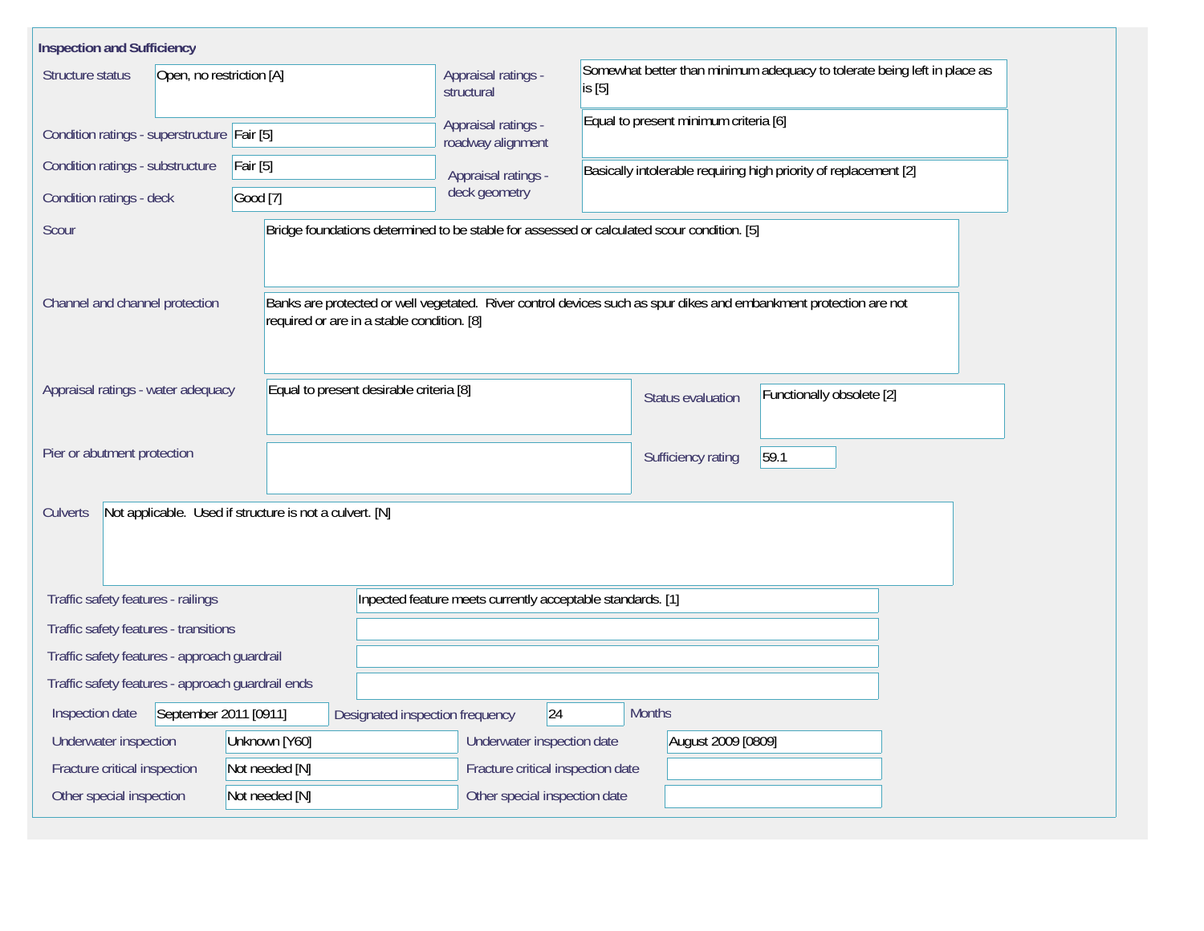## Inspection and Sufficiency

| Field | Value |
|---|---|
| Structure status | Open, no restriction [A] |
| Condition ratings - superstructure | Fair [5] |
| Condition ratings - substructure | Fair [5] |
| Condition ratings - deck | Good [7] |
| Appraisal ratings - structural | Somewhat better than minimum adequacy to tolerate being left in place as is [5] |
| Appraisal ratings - roadway alignment | Equal to present minimum criteria [6] |
| Appraisal ratings - deck geometry | Basically intolerable requiring high priority of replacement [2] |
| Scour | Bridge foundations determined to be stable for assessed or calculated scour condition. [5] |
| Channel and channel protection | Banks are protected or well vegetated. River control devices such as spur dikes and embankment protection are not required or are in a stable condition. [8] |
| Appraisal ratings - water adequacy | Equal to present desirable criteria [8] |
| Status evaluation | Functionally obsolete [2] |
| Pier or abutment protection | |
| Sufficiency rating | 59.1 |
| Culverts | Not applicable. Used if structure is not a culvert. [N] |
| Traffic safety features - railings | Inpected feature meets currently acceptable standards. [1] |
| Traffic safety features - transitions | |
| Traffic safety features - approach guardrail | |
| Traffic safety features - approach guardrail ends | |
| Inspection date | September 2011 [0911] |
| Designated inspection frequency | 24 Months |
| Underwater inspection | Unknown [Y60] |
| Underwater inspection date | August 2009 [0809] |
| Fracture critical inspection | Not needed [N] |
| Fracture critical inspection date | |
| Other special inspection | Not needed [N] |
| Other special inspection date | |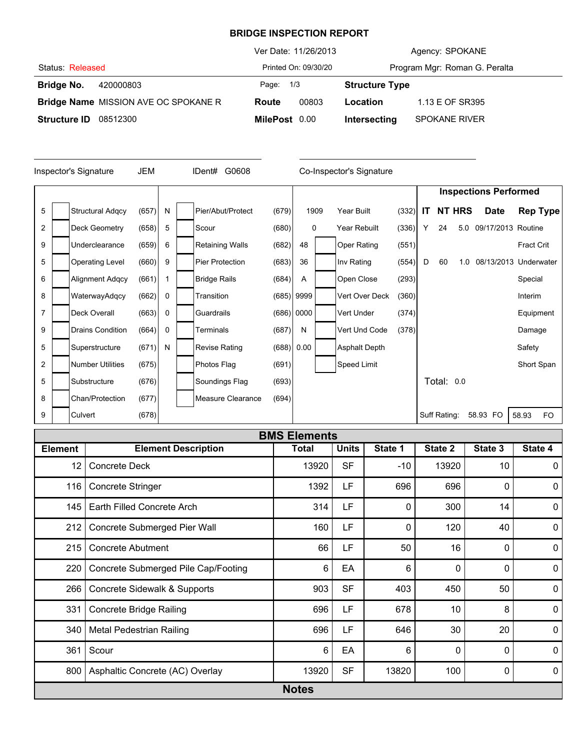# BRIDGE INSPECTION REPORT

Ver Date: 11/26/2013 — Agency: SPOKANE

Status: Released — Printed On: 09/30/20 — Program Mgr: Roman G. Peralta

| | | | | | |
|---|---|---|---|---|---|
| **Bridge No.** | 420000803 | Page: | 1/3 | **Structure Type** | |
| **Bridge Name** | MISSION AVE OC SPOKANE R | **Route** | 00803 | **Location** | 1.13 E OF SR395 |
| **Structure ID** | 08512300 | **MilePost** | 0.00 | **Intersecting** | SPOKANE RIVER |

Inspector's Signature JEM IDent# G0608

Co-Inspector's Signature

| Value | Item | Code | Value | Item | Code | Value | Item | Code |
|---|---|---|---|---|---|---|---|---|
| 5 | Structural Adqcy | (657) | N | Pier/Abut/Protect | (679) | 1909 | Year Built | (332) |
| 2 | Deck Geometry | (658) | 5 | Scour | (680) | 0 | Year Rebuilt | (336) |
| 9 | Underclearance | (659) | 6 | Retaining Walls | (682) | 48 | Oper Rating | (551) |
| 5 | Operating Level | (660) | 9 | Pier Protection | (683) | 36 | Inv Rating | (554) |
| 6 | Alignment Adqcy | (661) | 1 | Bridge Rails | (684) | A | Open Close | (293) |
| 8 | WaterwayAdqcy | (662) | 0 | Transition | (685) | 9999 | Vert Over Deck | (360) |
| 7 | Deck Overall | (663) | 0 | Guardrails | (686) | 0000 | Vert Under | (374) |
| 9 | Drains Condition | (664) | 0 | Terminals | (687) | N | Vert Und Code | (378) |
| 5 | Superstructure | (671) | N | Revise Rating | (688) | 0.00 | Asphalt Depth | |
| 2 | Number Utilities | (675) | | Photos Flag | (691) | | Speed Limit | |
| 5 | Substructure | (676) | | Soundings Flag | (693) | | | |
| 8 | Chan/Protection | (677) | | Measure Clearance | (694) | | | |
| 9 | Culvert | (678) | | | | | | |

**Inspections Performed**

| IT | NT | HRS | Date | Rep Type |
|---|---|---|---|---|
| Y | 24 | 5.0 | 09/17/2013 | Routine |
| | | | | Fract Crit |
| D | 60 | 1.0 | 08/13/2013 | Underwater |
| | | | | Special |
| | | | | Interim |
| | | | | Equipment |
| | | | | Damage |
| | | | | Safety |
| | | | | Short Span |

Total: 0.0

Suff Rating: 58.93 FO | 58.93 FO

## BMS Elements

| Element | Element Description | Total | Units | State 1 | State 2 | State 3 | State 4 |
|---|---|---|---|---|---|---|---|
| 12 | Concrete Deck | 13920 | SF | -10 | 13920 | 10 | 0 |
| 116 | Concrete Stringer | 1392 | LF | 696 | 696 | 0 | 0 |
| 145 | Earth Filled Concrete Arch | 314 | LF | 0 | 300 | 14 | 0 |
| 212 | Concrete Submerged Pier Wall | 160 | LF | 0 | 120 | 40 | 0 |
| 215 | Concrete Abutment | 66 | LF | 50 | 16 | 0 | 0 |
| 220 | Concrete Submerged Pile Cap/Footing | 6 | EA | 6 | 0 | 0 | 0 |
| 266 | Concrete Sidewalk & Supports | 903 | SF | 403 | 450 | 50 | 0 |
| 331 | Concrete Bridge Railing | 696 | LF | 678 | 10 | 8 | 0 |
| 340 | Metal Pedestrian Railing | 696 | LF | 646 | 30 | 20 | 0 |
| 361 | Scour | 6 | EA | 6 | 0 | 0 | 0 |
| 800 | Asphaltic Concrete (AC) Overlay | 13920 | SF | 13820 | 100 | 0 | 0 |

## Notes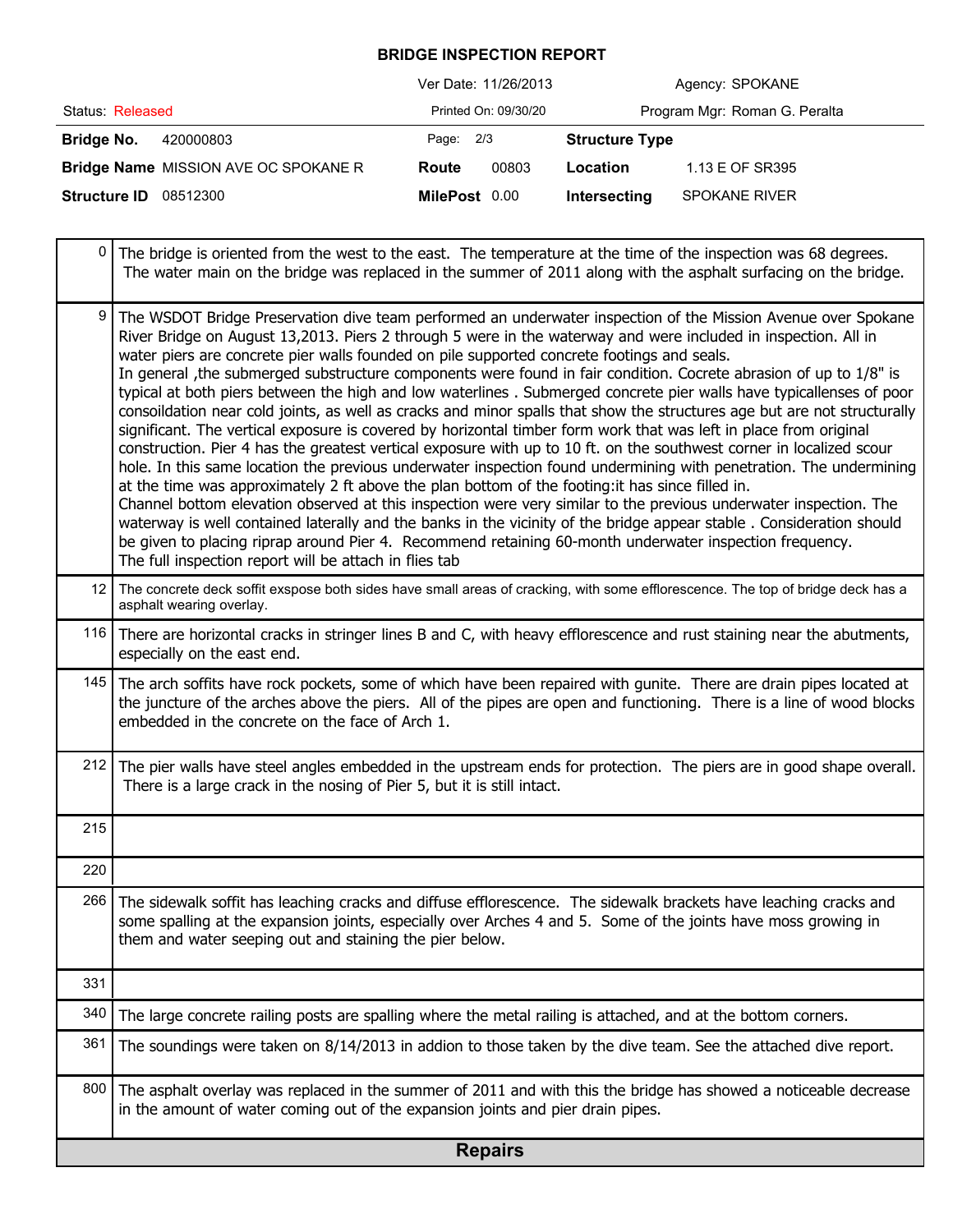**BRIDGE INSPECTION REPORT**

| | | | |
|---|---|---|---|
| | Ver Date: 11/26/2013 | | Agency: SPOKANE |
| Status: Released | Printed On: 09/30/20 | | Program Mgr: Roman G. Peralta |
| **Bridge No.** 420000803 | Page: 2/3 | **Structure Type** | |
| **Bridge Name** MISSION AVE OC SPOKANE R | **Route** 00803 | **Location** | 1.13 E OF SR395 |
| **Structure ID** 08512300 | **MilePost** 0.00 | **Intersecting** | SPOKANE RIVER |

| | |
|---|---|
| 0 | The bridge is oriented from the west to the east. The temperature at the time of the inspection was 68 degrees. The water main on the bridge was replaced in the summer of 2011 along with the asphalt surfacing on the bridge. |
| 9 | The WSDOT Bridge Preservation dive team performed an underwater inspection of the Mission Avenue over Spokane River Bridge on August 13,2013. Piers 2 through 5 were in the waterway and were included in inspection. All in water piers are concrete pier walls founded on pile supported concrete footings and seals. In general ,the submerged substructure components were found in fair condition. Cocrete abrasion of up to 1/8" is typical at both piers between the high and low waterlines . Submerged concrete pier walls have typicallenses of poor consoildation near cold joints, as well as cracks and minor spalls that show the structures age but are not structurally significant. The vertical exposure is covered by horizontal timber form work that was left in place from original construction. Pier 4 has the greatest vertical exposure with up to 10 ft. on the southwest corner in localized scour hole. In this same location the previous underwater inspection found undermining with penetration. The undermining at the time was approximately 2 ft above the plan bottom of the footing:it has since filled in. Channel bottom elevation observed at this inspection were very similar to the previous underwater inspection. The waterway is well contained laterally and the banks in the vicinity of the bridge appear stable . Consideration should be given to placing riprap around Pier 4. Recommend retaining 60-month underwater inspection frequency. The full inspection report will be attach in flies tab |
| 12 | The concrete deck soffit exspose both sides have small areas of cracking, with some efflorescence. The top of bridge deck has a asphalt wearing overlay. |
| 116 | There are horizontal cracks in stringer lines B and C, with heavy efflorescence and rust staining near the abutments, especially on the east end. |
| 145 | The arch soffits have rock pockets, some of which have been repaired with gunite. There are drain pipes located at the juncture of the arches above the piers. All of the pipes are open and functioning. There is a line of wood blocks embedded in the concrete on the face of Arch 1. |
| 212 | The pier walls have steel angles embedded in the upstream ends for protection. The piers are in good shape overall. There is a large crack in the nosing of Pier 5, but it is still intact. |
| 215 | |
| 220 | |
| 266 | The sidewalk soffit has leaching cracks and diffuse efflorescence. The sidewalk brackets have leaching cracks and some spalling at the expansion joints, especially over Arches 4 and 5. Some of the joints have moss growing in them and water seeping out and staining the pier below. |
| 331 | |
| 340 | The large concrete railing posts are spalling where the metal railing is attached, and at the bottom corners. |
| 361 | The soundings were taken on 8/14/2013 in addion to those taken by the dive team. See the attached dive report. |
| 800 | The asphalt overlay was replaced in the summer of 2011 and with this the bridge has showed a noticeable decrease in the amount of water coming out of the expansion joints and pier drain pipes. |

**Repairs**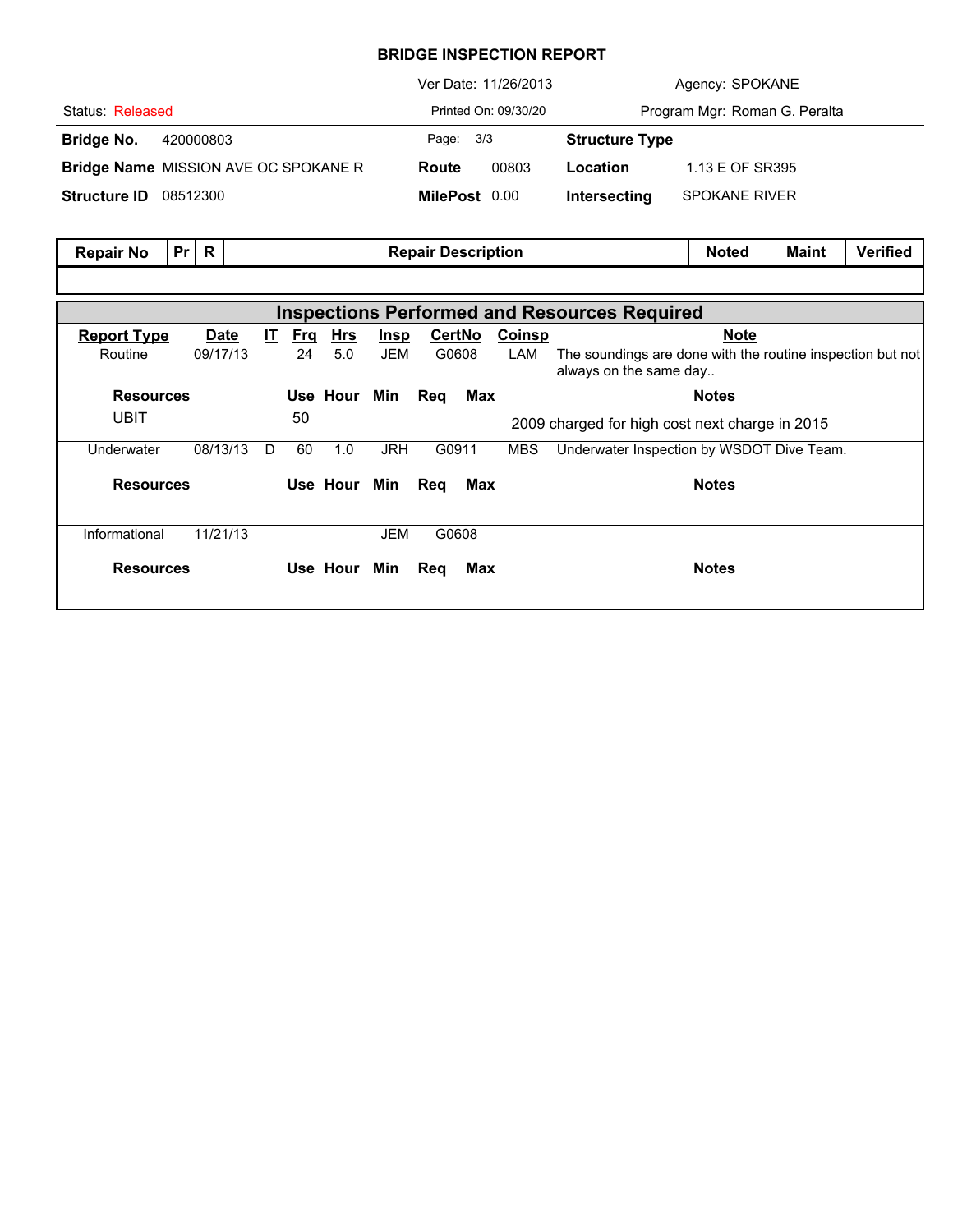# BRIDGE INSPECTION REPORT

Status: Released | Ver Date: 11/26/2013 | Printed On: 09/30/20 | Agency: SPOKANE | Program Mgr: Roman G. Peralta

**Bridge No.** 420000803

**Bridge Name** MISSION AVE OC SPOKANE R

**Structure ID** 08512300

**Route** 00803

**MilePost** 0.00

**Structure Type**

**Location** 1.13 E OF SR395

**Intersecting** SPOKANE RIVER

| Repair No | Pr | R | Repair Description | Noted | Maint | Verified |
|---|---|---|---|---|---|---|
| | | | | | | |

## Inspections Performed and Resources Required

| Report Type | Date | IT | Frq | Hrs | Insp | CertNo | Coinsp | Note |
|---|---|---|---|---|---|---|---|---|
| Routine | 09/17/13 | | 24 | 5.0 | JEM | G0608 | LAM | The soundings are done with the routine inspection but not always on the same day.. |

| Resources | Use | Hour | Min | Req | Max | Notes |
|---|---|---|---|---|---|---|
| UBIT | 50 | | | | | 2009 charged for high cost next charge in 2015 |

| Report Type | Date | IT | Frq | Hrs | Insp | CertNo | Coinsp | Note |
|---|---|---|---|---|---|---|---|---|
| Underwater | 08/13/13 | D | 60 | 1.0 | JRH | G0911 | MBS | Underwater Inspection by WSDOT Dive Team. |

| Resources | Use | Hour | Min | Req | Max | Notes |
|---|---|---|---|---|---|---|
| | | | | | | |

| Report Type | Date | IT | Frq | Hrs | Insp | CertNo | Coinsp | Note |
|---|---|---|---|---|---|---|---|---|
| Informational | 11/21/13 | | | | JEM | G0608 | | |

| Resources | Use | Hour | Min | Req | Max | Notes |
|---|---|---|---|---|---|---|
| | | | | | | |